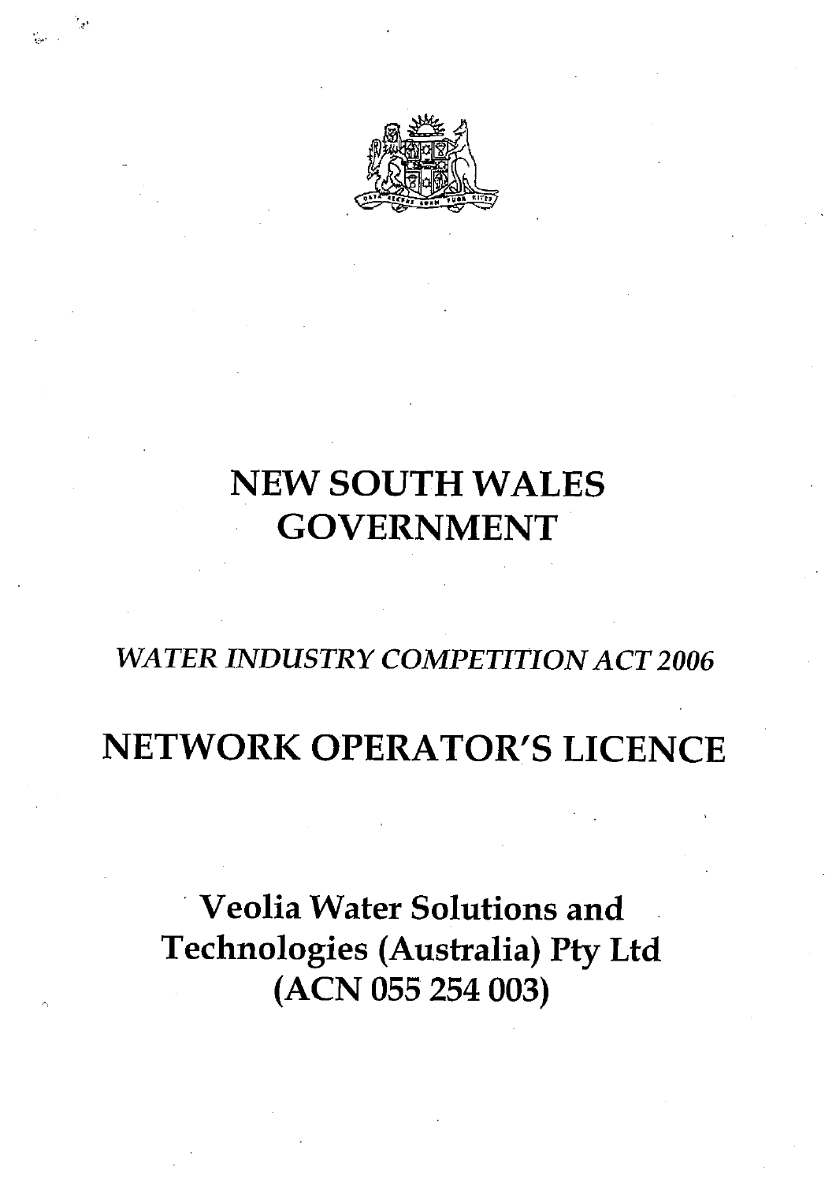# NEW SOUTH WALES GOVERNMENT

*WATER INDUSTRY COMPETITION ACT 2006*

# NETWORK OPERATOR'S LICENCE

## Veolia Water Solutions and Technologies (Australia) Pty Ltd (ACN 055 254 003)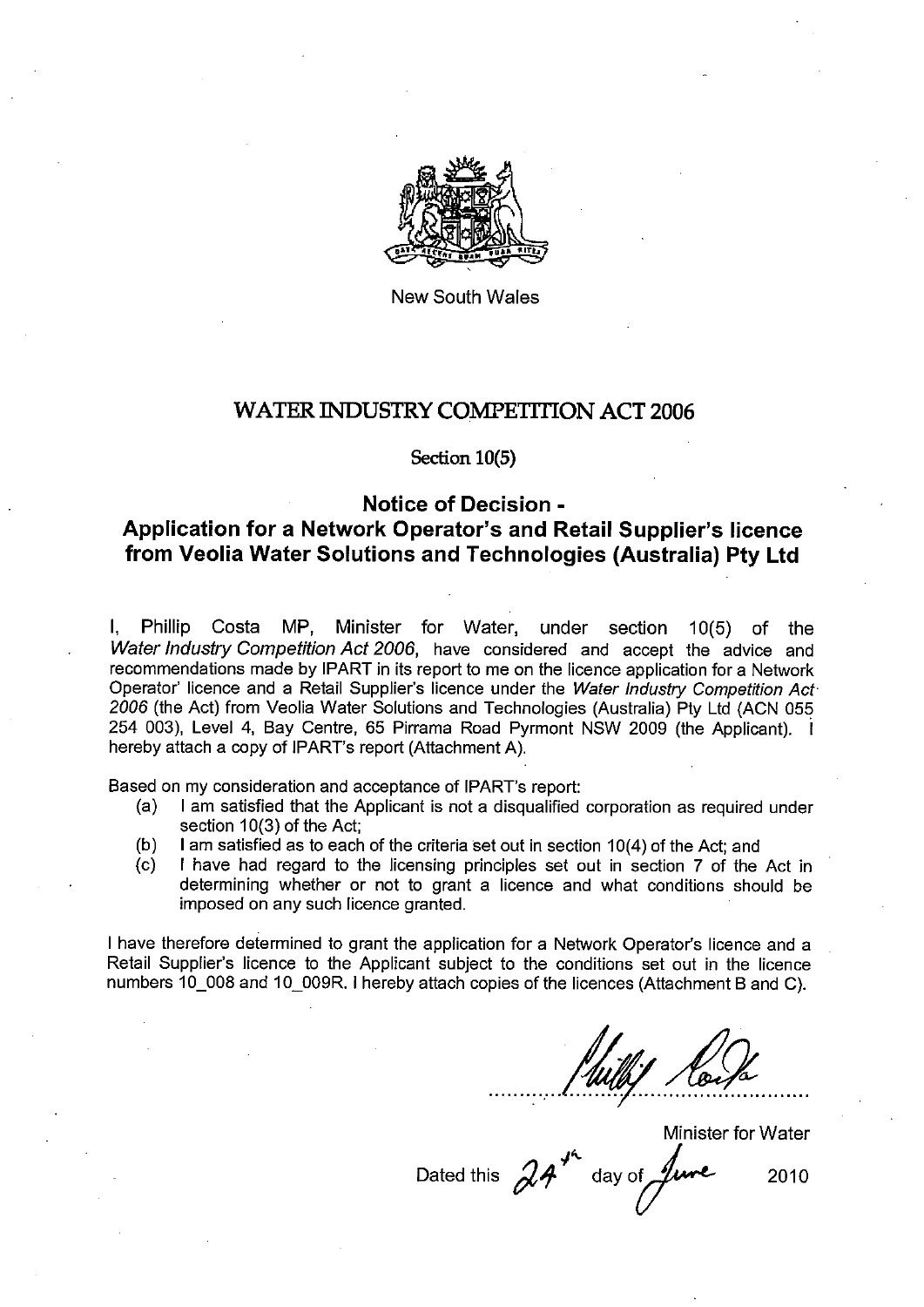New South Wales

# WATER INDUSTRY COMPETITION ACT 2006

Section 10(5)

## Notice of Decision - Application for a Network Operator's and Retail Supplier's licence from Veolia Water Solutions and Technologies (Australia) Pty Ltd

I, Phillip Costa MP, Minister for Water, under section 10(5) of the *Water Industry Competition Act 2006*, have considered and accept the advice and recommendations made by IPART in its report to me on the licence application for a Network Operator' licence and a Retail Supplier's licence under the *Water Industry Competition Act 2006* (the Act) from Veolia Water Solutions and Technologies (Australia) Pty Ltd (ACN 055 254 003), Level 4, Bay Centre, 65 Pirrama Road Pyrmont NSW 2009 (the Applicant). I hereby attach a copy of IPART's report (Attachment A).

Based on my consideration and acceptance of IPART's report:

(a) I am satisfied that the Applicant is not a disqualified corporation as required under section 10(3) of the Act;

(b) I am satisfied as to each of the criteria set out in section 10(4) of the Act; and

(c) I have had regard to the licensing principles set out in section 7 of the Act in determining whether or not to grant a licence and what conditions should be imposed on any such licence granted.

I have therefore determined to grant the application for a Network Operator's licence and a Retail Supplier's licence to the Applicant subject to the conditions set out in the licence numbers 10_008 and 10_009R. I hereby attach copies of the licences (Attachment B and C).

Minister for Water

Dated this 24th day of June 2010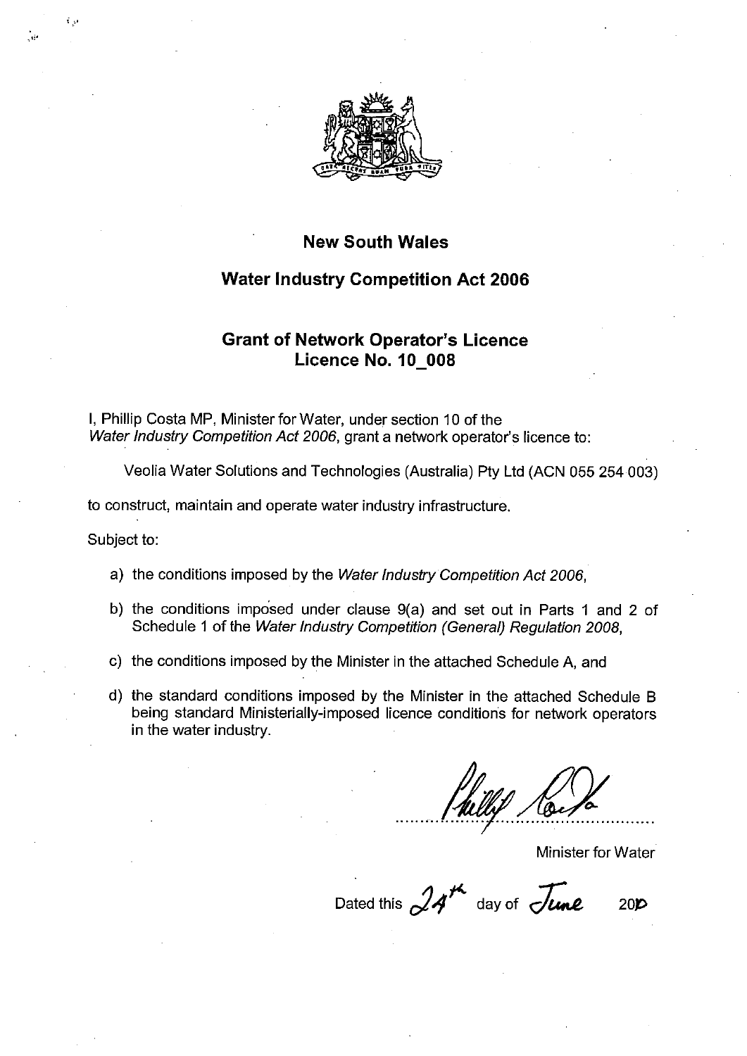## New South Wales

## Water Industry Competition Act 2006

## Grant of Network Operator's Licence
## Licence No. 10_008

I, Phillip Costa MP, Minister for Water, under section 10 of the *Water Industry Competition Act 2006*, grant a network operator's licence to:

Veolia Water Solutions and Technologies (Australia) Pty Ltd (ACN 055 254 003)

to construct, maintain and operate water industry infrastructure.

Subject to:

a) the conditions imposed by the *Water Industry Competition Act 2006*,

b) the conditions imposed under clause 9(a) and set out in Parts 1 and 2 of Schedule 1 of the *Water Industry Competition (General) Regulation 2008*,

c) the conditions imposed by the Minister in the attached Schedule A, and

d) the standard conditions imposed by the Minister in the attached Schedule B being standard Ministerially-imposed licence conditions for network operators in the water industry.

Phillip Costa

........................................

Minister for Water

Dated this 24th day of June 2010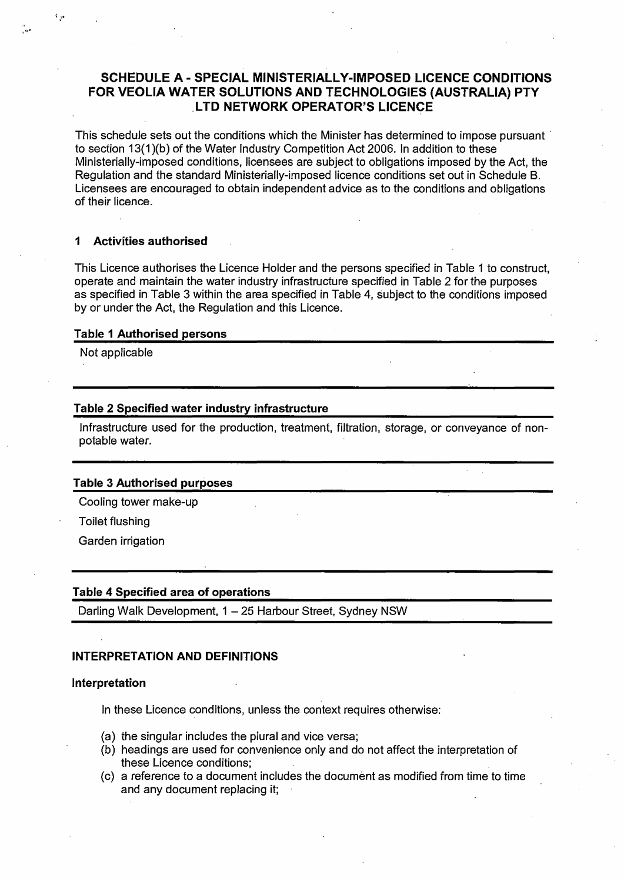# SCHEDULE A - SPECIAL MINISTERIALLY-IMPOSED LICENCE CONDITIONS FOR VEOLIA WATER SOLUTIONS AND TECHNOLOGIES (AUSTRALIA) PTY LTD NETWORK OPERATOR'S LICENCE

This schedule sets out the conditions which the Minister has determined to impose pursuant to section 13(1)(b) of the Water Industry Competition Act 2006. In addition to these Ministerially-imposed conditions, licensees are subject to obligations imposed by the Act, the Regulation and the standard Ministerially-imposed licence conditions set out in Schedule B. Licensees are encouraged to obtain independent advice as to the conditions and obligations of their licence.

## 1 Activities authorised

This Licence authorises the Licence Holder and the persons specified in Table 1 to construct, operate and maintain the water industry infrastructure specified in Table 2 for the purposes as specified in Table 3 within the area specified in Table 4, subject to the conditions imposed by or under the Act, the Regulation and this Licence.

| Table 1 Authorised persons |
|---|
| Not applicable |

| Table 2 Specified water industry infrastructure |
|---|
| Infrastructure used for the production, treatment, filtration, storage, or conveyance of non-potable water. |

| Table 3 Authorised purposes |
|---|
| Cooling tower make-up |
| Toilet flushing |
| Garden irrigation |

| Table 4 Specified area of operations |
|---|
| Darling Walk Development, 1 – 25 Harbour Street, Sydney NSW |

## INTERPRETATION AND DEFINITIONS

### Interpretation

In these Licence conditions, unless the context requires otherwise:

(a) the singular includes the plural and vice versa;

(b) headings are used for convenience only and do not affect the interpretation of these Licence conditions;

(c) a reference to a document includes the document as modified from time to time and any document replacing it;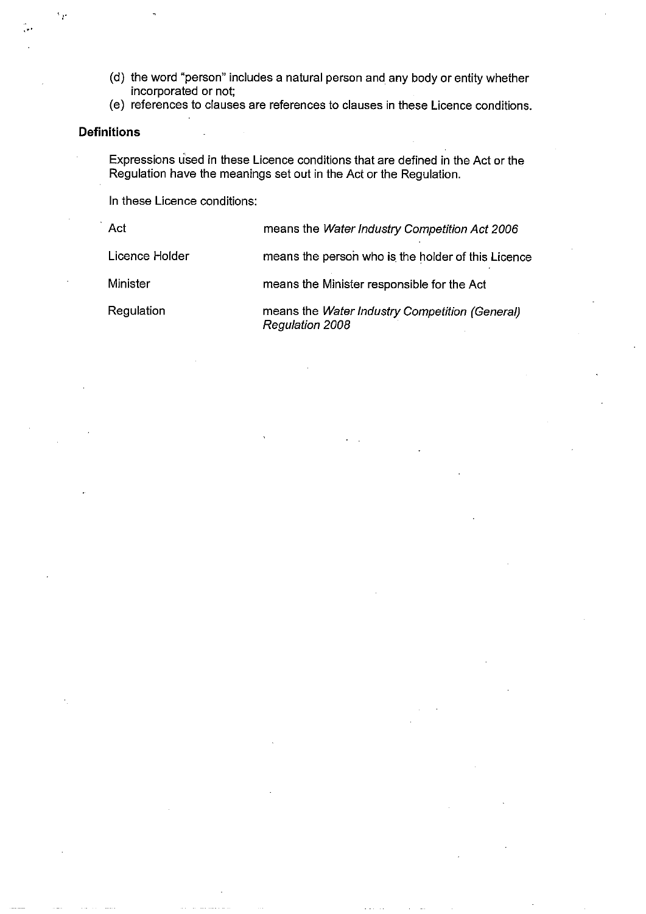(d) the word "person" includes a natural person and any body or entity whether incorporated or not;

(e) references to clauses are references to clauses in these Licence conditions.

**Definitions**

Expressions used in these Licence conditions that are defined in the Act or the Regulation have the meanings set out in the Act or the Regulation.

In these Licence conditions:

| | |
|---|---|
| Act | means the *Water Industry Competition Act 2006* |
| Licence Holder | means the person who is the holder of this Licence |
| Minister | means the Minister responsible for the Act |
| Regulation | means the *Water Industry Competition (General) Regulation 2008* |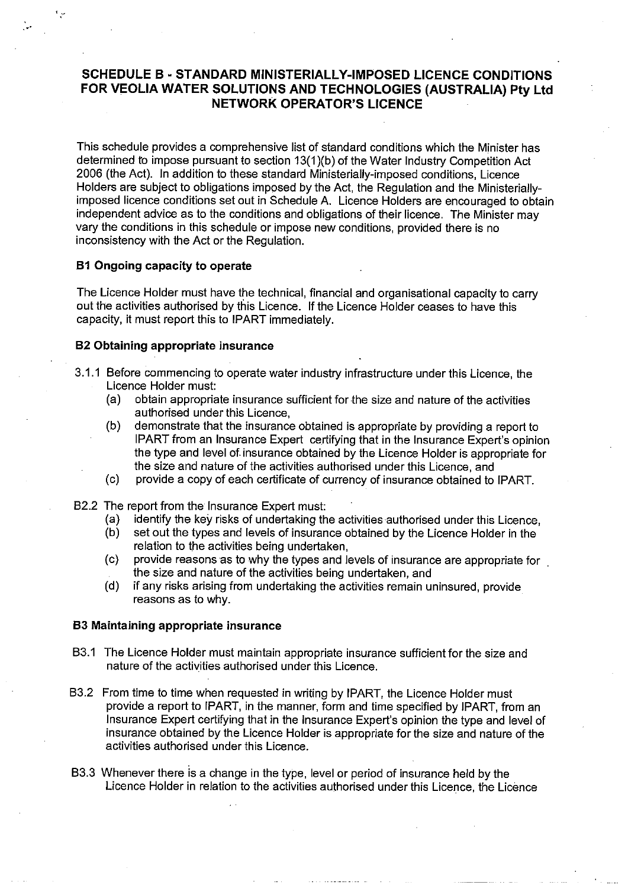## SCHEDULE B - STANDARD MINISTERIALLY-IMPOSED LICENCE CONDITIONS FOR VEOLIA WATER SOLUTIONS AND TECHNOLOGIES (AUSTRALIA) Pty Ltd NETWORK OPERATOR'S LICENCE

This schedule provides a comprehensive list of standard conditions which the Minister has determined to impose pursuant to section 13(1)(b) of the Water Industry Competition Act 2006 (the Act). In addition to these standard Ministerially-imposed conditions, Licence Holders are subject to obligations imposed by the Act, the Regulation and the Ministerially-imposed licence conditions set out in Schedule A. Licence Holders are encouraged to obtain independent advice as to the conditions and obligations of their licence. The Minister may vary the conditions in this schedule or impose new conditions, provided there is no inconsistency with the Act or the Regulation.

### B1 Ongoing capacity to operate

The Licence Holder must have the technical, financial and organisational capacity to carry out the activities authorised by this Licence. If the Licence Holder ceases to have this capacity, it must report this to IPART immediately.

### B2 Obtaining appropriate insurance

3.1.1 Before commencing to operate water industry infrastructure under this Licence, the Licence Holder must:

- (a) obtain appropriate insurance sufficient for the size and nature of the activities authorised under this Licence,
- (b) demonstrate that the insurance obtained is appropriate by providing a report to IPART from an Insurance Expert certifying that in the Insurance Expert's opinion the type and level of insurance obtained by the Licence Holder is appropriate for the size and nature of the activities authorised under this Licence, and
- (c) provide a copy of each certificate of currency of insurance obtained to IPART.

B2.2 The report from the Insurance Expert must:

- (a) identify the key risks of undertaking the activities authorised under this Licence,
- (b) set out the types and levels of insurance obtained by the Licence Holder in the relation to the activities being undertaken,
- (c) provide reasons as to why the types and levels of insurance are appropriate for the size and nature of the activities being undertaken, and
- (d) if any risks arising from undertaking the activities remain uninsured, provide reasons as to why.

### B3 Maintaining appropriate insurance

B3.1 The Licence Holder must maintain appropriate insurance sufficient for the size and nature of the activities authorised under this Licence.

B3.2 From time to time when requested in writing by IPART, the Licence Holder must provide a report to IPART, in the manner, form and time specified by IPART, from an Insurance Expert certifying that in the Insurance Expert's opinion the type and level of insurance obtained by the Licence Holder is appropriate for the size and nature of the activities authorised under this Licence.

B3.3 Whenever there is a change in the type, level or period of insurance held by the Licence Holder in relation to the activities authorised under this Licence, the Licence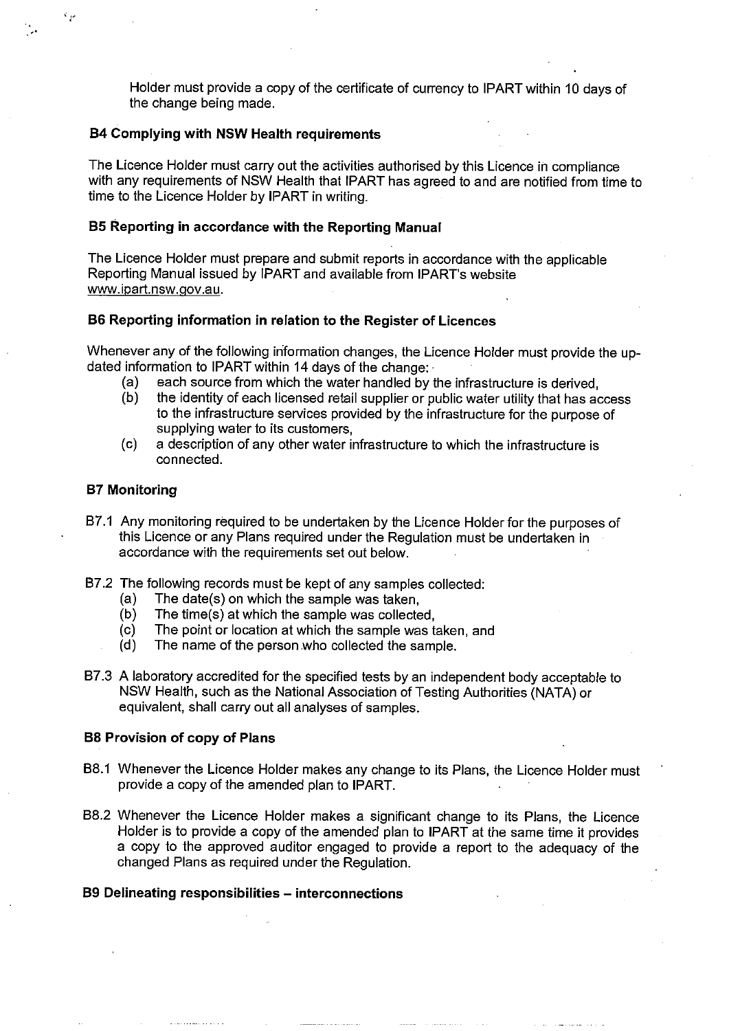Holder must provide a copy of the certificate of currency to IPART within 10 days of the change being made.

### B4 Complying with NSW Health requirements

The Licence Holder must carry out the activities authorised by this Licence in compliance with any requirements of NSW Health that IPART has agreed to and are notified from time to time to the Licence Holder by IPART in writing.

### B5 Reporting in accordance with the Reporting Manual

The Licence Holder must prepare and submit reports in accordance with the applicable Reporting Manual issued by IPART and available from IPART's website www.ipart.nsw.gov.au.

### B6 Reporting information in relation to the Register of Licences

Whenever any of the following information changes, the Licence Holder must provide the up-dated information to IPART within 14 days of the change:

(a) each source from which the water handled by the infrastructure is derived,

(b) the identity of each licensed retail supplier or public water utility that has access to the infrastructure services provided by the infrastructure for the purpose of supplying water to its customers,

(c) a description of any other water infrastructure to which the infrastructure is connected.

### B7 Monitoring

B7.1 Any monitoring required to be undertaken by the Licence Holder for the purposes of this Licence or any Plans required under the Regulation must be undertaken in accordance with the requirements set out below.

B7.2 The following records must be kept of any samples collected:

(a) The date(s) on which the sample was taken,

(b) The time(s) at which the sample was collected,

(c) The point or location at which the sample was taken, and

(d) The name of the person who collected the sample.

B7.3 A laboratory accredited for the specified tests by an independent body acceptable to NSW Health, such as the National Association of Testing Authorities (NATA) or equivalent, shall carry out all analyses of samples.

### B8 Provision of copy of Plans

B8.1 Whenever the Licence Holder makes any change to its Plans, the Licence Holder must provide a copy of the amended plan to IPART.

B8.2 Whenever the Licence Holder makes a significant change to its Plans, the Licence Holder is to provide a copy of the amended plan to IPART at the same time it provides a copy to the approved auditor engaged to provide a report to the adequacy of the changed Plans as required under the Regulation.

### B9 Delineating responsibilities – interconnections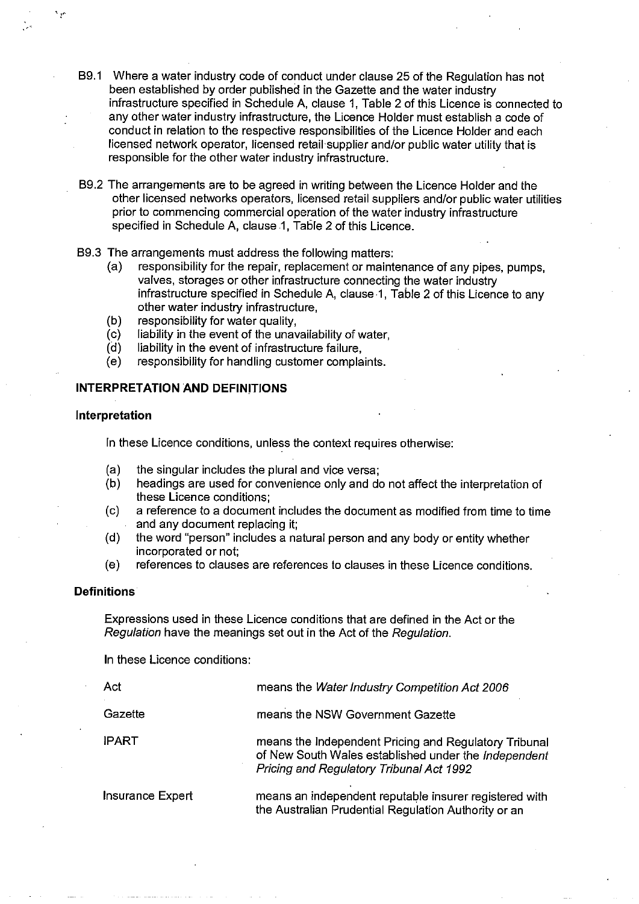B9.1 Where a water industry code of conduct under clause 25 of the Regulation has not been established by order published in the Gazette and the water industry infrastructure specified in Schedule A, clause 1, Table 2 of this Licence is connected to any other water industry infrastructure, the Licence Holder must establish a code of conduct in relation to the respective responsibilities of the Licence Holder and each licensed network operator, licensed retail supplier and/or public water utility that is responsible for the other water industry infrastructure.

B9.2 The arrangements are to be agreed in writing between the Licence Holder and the other licensed networks operators, licensed retail suppliers and/or public water utilities prior to commencing commercial operation of the water industry infrastructure specified in Schedule A, clause 1, Table 2 of this Licence.

B9.3 The arrangements must address the following matters:

- (a) responsibility for the repair, replacement or maintenance of any pipes, pumps, valves, storages or other infrastructure connecting the water industry infrastructure specified in Schedule A, clause 1, Table 2 of this Licence to any other water industry infrastructure,
- (b) responsibility for water quality,
- (c) liability in the event of the unavailability of water,
- (d) liability in the event of infrastructure failure,
- (e) responsibility for handling customer complaints.

## INTERPRETATION AND DEFINITIONS

### Interpretation

In these Licence conditions, unless the context requires otherwise:

- (a) the singular includes the plural and vice versa;
- (b) headings are used for convenience only and do not affect the interpretation of these Licence conditions;
- (c) a reference to a document includes the document as modified from time to time and any document replacing it;
- (d) the word "person" includes a natural person and any body or entity whether incorporated or not;
- (e) references to clauses are references to clauses in these Licence conditions.

### Definitions

Expressions used in these Licence conditions that are defined in the Act or the *Regulation* have the meanings set out in the Act of the *Regulation*.

In these Licence conditions:

| | |
|---|---|
| Act | means the *Water Industry Competition Act 2006* |
| Gazette | means the NSW Government Gazette |
| IPART | means the Independent Pricing and Regulatory Tribunal of New South Wales established under the *Independent Pricing and Regulatory Tribunal Act 1992* |
| Insurance Expert | means an independent reputable insurer registered with the Australian Prudential Regulation Authority or an |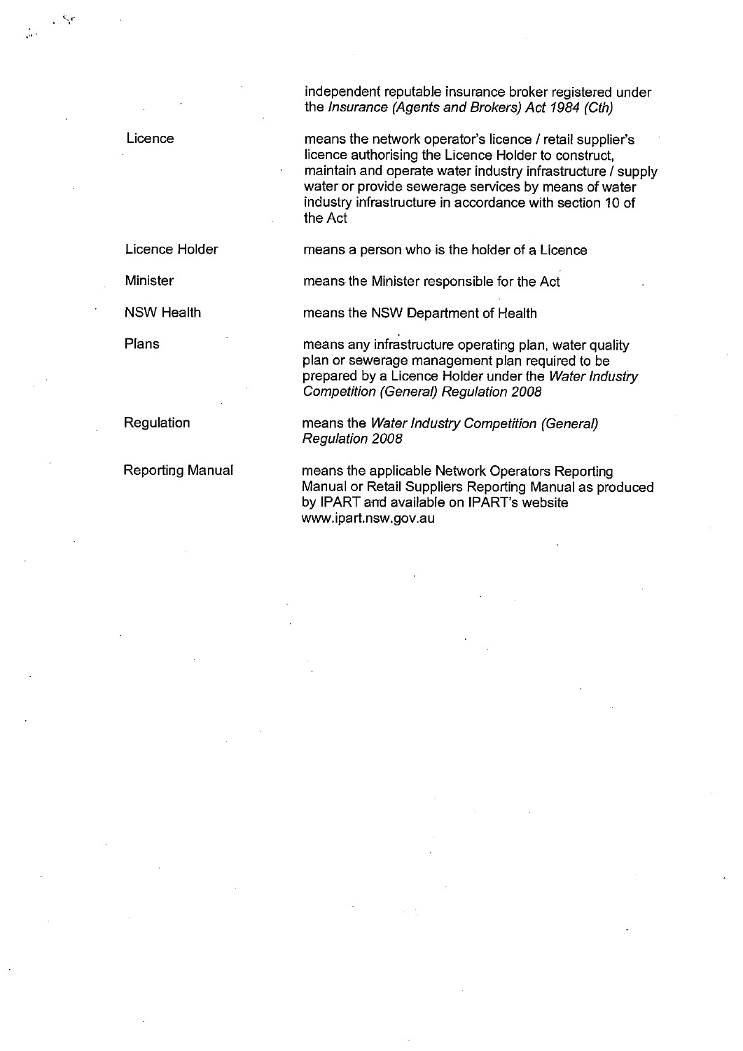| | |
|---|---|
| | independent reputable insurance broker registered under the *Insurance (Agents and Brokers) Act 1984 (Cth)* |
| Licence | means the network operator's licence / retail supplier's licence authorising the Licence Holder to construct, maintain and operate water industry infrastructure / supply water or provide sewerage services by means of water industry infrastructure in accordance with section 10 of the Act |
| Licence Holder | means a person who is the holder of a Licence |
| Minister | means the Minister responsible for the Act |
| NSW Health | means the NSW Department of Health |
| Plans | means any infrastructure operating plan, water quality plan or sewerage management plan required to be prepared by a Licence Holder under the *Water Industry Competition (General) Regulation 2008* |
| Regulation | means the *Water Industry Competition (General) Regulation 2008* |
| Reporting Manual | means the applicable Network Operators Reporting Manual or Retail Suppliers Reporting Manual as produced by IPART and available on IPART's website www.ipart.nsw.gov.au |